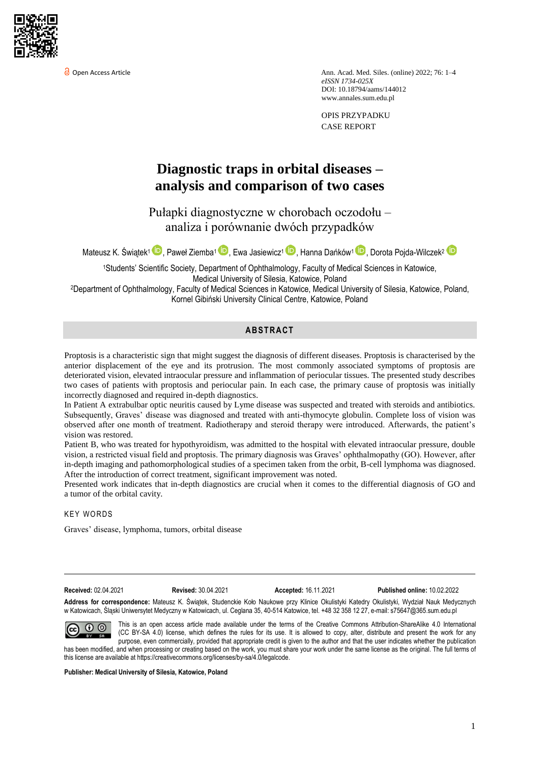Open Access Article

Ann. Acad. Med. Siles. (online) 2022; 76: 1–4
*eISSN 1734-025X*
DOI: 10.18794/aams/144012
www.annales.sum.edu.pl

OPIS PRZYPADKU
CASE REPORT

# Diagnostic traps in orbital diseases – analysis and comparison of two cases

## Pułapki diagnostyczne w chorobach oczodołu – analiza i porównanie dwóch przypadków

Mateusz K. Świątek[1], Paweł Ziemba[1], Ewa Jasiewicz[1], Hanna Dańków[1], Dorota Pojda-Wilczek[2]

[1]Students' Scientific Society, Department of Ophthalmology, Faculty of Medical Sciences in Katowice, Medical University of Silesia, Katowice, Poland
[2]Department of Ophthalmology, Faculty of Medical Sciences in Katowice, Medical University of Silesia, Katowice, Poland, Kornel Gibiński University Clinical Centre, Katowice, Poland

## ABSTRACT

Proptosis is a characteristic sign that might suggest the diagnosis of different diseases. Proptosis is characterised by the anterior displacement of the eye and its protrusion. The most commonly associated symptoms of proptosis are deteriorated vision, elevated intraocular pressure and inflammation of periocular tissues. The presented study describes two cases of patients with proptosis and periocular pain. In each case, the primary cause of proptosis was initially incorrectly diagnosed and required in-depth diagnostics.

In Patient A extrabulbar optic neuritis caused by Lyme disease was suspected and treated with steroids and antibiotics. Subsequently, Graves' disease was diagnosed and treated with anti-thymocyte globulin. Complete loss of vision was observed after one month of treatment. Radiotherapy and steroid therapy were introduced. Afterwards, the patient's vision was restored.

Patient B, who was treated for hypothyroidism, was admitted to the hospital with elevated intraocular pressure, double vision, a restricted visual field and proptosis. The primary diagnosis was Graves' ophthalmopathy (GO). However, after in-depth imaging and pathomorphological studies of a specimen taken from the orbit, B-cell lymphoma was diagnosed. After the introduction of correct treatment, significant improvement was noted.

Presented work indicates that in-depth diagnostics are crucial when it comes to the differential diagnosis of GO and a tumor of the orbital cavity.

### KEY WORDS

Graves' disease, lymphoma, tumors, orbital disease

**Received:** 02.04.2021 **Revised:** 30.04.2021 **Accepted:** 16.11.2021 **Published online:** 10.02.2022

**Address for correspondence:** Mateusz K. Świątek, Studenckie Koło Naukowe przy Klinice Okulistyki Katedry Okulistyki, Wydział Nauk Medycznych w Katowicach, Śląski Uniwersytet Medyczny w Katowicach, ul. Ceglana 35, 40-514 Katowice, tel. +48 32 358 12 27, e-mail: s75647@365.sum.edu.pl

This is an open access article made available under the terms of the Creative Commons Attribution-ShareAlike 4.0 International (CC BY-SA 4.0) license, which defines the rules for its use. It is allowed to copy, alter, distribute and present the work for any purpose, even commercially, provided that appropriate credit is given to the author and that the user indicates whether the publication has been modified, and when processing or creating based on the work, you must share your work under the same license as the original. The full terms of this license are available at https://creativecommons.org/licenses/by-sa/4.0/legalcode.

**Publisher: Medical University of Silesia, Katowice, Poland**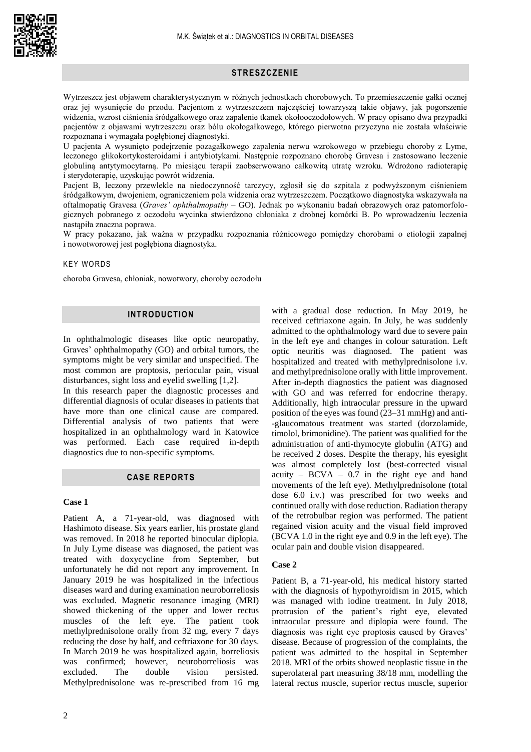## STRESZCZENIE

Wytrzeszcz jest objawem charakterystycznym w różnych jednostkach chorobowych. To przemieszczenie gałki ocznej oraz jej wysunięcie do przodu. Pacjentom z wytrzeszczem najczęściej towarzyszą takie objawy, jak pogorszenie widzenia, wzrost ciśnienia śródgałkowego oraz zapalenie tkanek okołooczodołowych. W pracy opisano dwa przypadki pacjentów z objawami wytrzeszczu oraz bólu okołogałkowego, którego pierwotna przyczyna nie została właściwie rozpoznana i wymagała pogłębionej diagnostyki.

U pacjenta A wysunięto podejrzenie pozagałkowego zapalenia nerwu wzrokowego w przebiegu choroby z Lyme, leczonego glikokortykosteroidami i antybiotykami. Następnie rozpoznano chorobę Gravesa i zastosowano leczenie globuliną antytymocytarną. Po miesiącu terapii zaobserwowano całkowitą utratę wzroku. Wdrożono radioterapię i sterydoterapię, uzyskując powrót widzenia.

Pacjent B, leczony przewlekle na niedoczynność tarczycy, zgłosił się do szpitala z podwyższonym ciśnieniem śródgałkowym, dwojeniem, ograniczeniem pola widzenia oraz wytrzeszczem. Początkowo diagnostyka wskazywała na oftalmopatię Gravesa (*Graves' ophthalmopathy* – GO). Jednak po wykonaniu badań obrazowych oraz patomorfologicznych pobranego z oczodołu wycinka stwierdzono chłoniaka z drobnej komórki B. Po wprowadzeniu leczenia nastąpiła znaczna poprawa.

W pracy pokazano, jak ważna w przypadku rozpoznania różnicowego pomiędzy chorobami o etiologii zapalnej i nowotworowej jest pogłębiona diagnostyka.

KEY WORDS

choroba Gravesa, chłoniak, nowotwory, choroby oczodołu

## INTRODUCTION

In ophthalmologic diseases like optic neuropathy, Graves' ophthalmopathy (GO) and orbital tumors, the symptoms might be very similar and unspecified. The most common are proptosis, periocular pain, visual disturbances, sight loss and eyelid swelling [1,2].

In this research paper the diagnostic processes and differential diagnosis of ocular diseases in patients that have more than one clinical cause are compared. Differential analysis of two patients that were hospitalized in an ophthalmology ward in Katowice was performed. Each case required in-depth diagnostics due to non-specific symptoms.

## CASE REPORTS

### Case 1

Patient A, a 71-year-old, was diagnosed with Hashimoto disease. Six years earlier, his prostate gland was removed. In 2018 he reported binocular diplopia. In July Lyme disease was diagnosed, the patient was treated with doxycycline from September, but unfortunately he did not report any improvement. In January 2019 he was hospitalized in the infectious diseases ward and during examination neuroborreliosis was excluded. Magnetic resonance imaging (MRI) showed thickening of the upper and lower rectus muscles of the left eye. The patient took methylprednisolone orally from 32 mg, every 7 days reducing the dose by half, and ceftriaxone for 30 days. In March 2019 he was hospitalized again, borreliosis was confirmed; however, neuroborreliosis was excluded. The double vision persisted. Methylprednisolone was re-prescribed from 16 mg with a gradual dose reduction. In May 2019, he received ceftriaxone again. In July, he was suddenly admitted to the ophthalmology ward due to severe pain in the left eye and changes in colour saturation. Left optic neuritis was diagnosed. The patient was hospitalized and treated with methylprednisolone i.v. and methylprednisolone orally with little improvement. After in-depth diagnostics the patient was diagnosed with GO and was referred for endocrine therapy. Additionally, high intraocular pressure in the upward position of the eyes was found (23–31 mmHg) and anti-glaucomatous treatment was started (dorzolamide, timolol, brimonidine). The patient was qualified for the administration of anti-thymocyte globulin (ATG) and he received 2 doses. Despite the therapy, his eyesight was almost completely lost (best-corrected visual acuity – BCVA – 0.7 in the right eye and hand movements of the left eye). Methylprednisolone (total dose 6.0 i.v.) was prescribed for two weeks and continued orally with dose reduction. Radiation therapy of the retrobulbar region was performed. The patient regained vision acuity and the visual field improved (BCVA 1.0 in the right eye and 0.9 in the left eye). The ocular pain and double vision disappeared.

### Case 2

Patient B, a 71-year-old, his medical history started with the diagnosis of hypothyroidism in 2015, which was managed with iodine treatment. In July 2018, protrusion of the patient's right eye, elevated intraocular pressure and diplopia were found. The diagnosis was right eye proptosis caused by Graves' disease. Because of progression of the complaints, the patient was admitted to the hospital in September 2018. MRI of the orbits showed neoplastic tissue in the superolateral part measuring 38/18 mm, modelling the lateral rectus muscle, superior rectus muscle, superior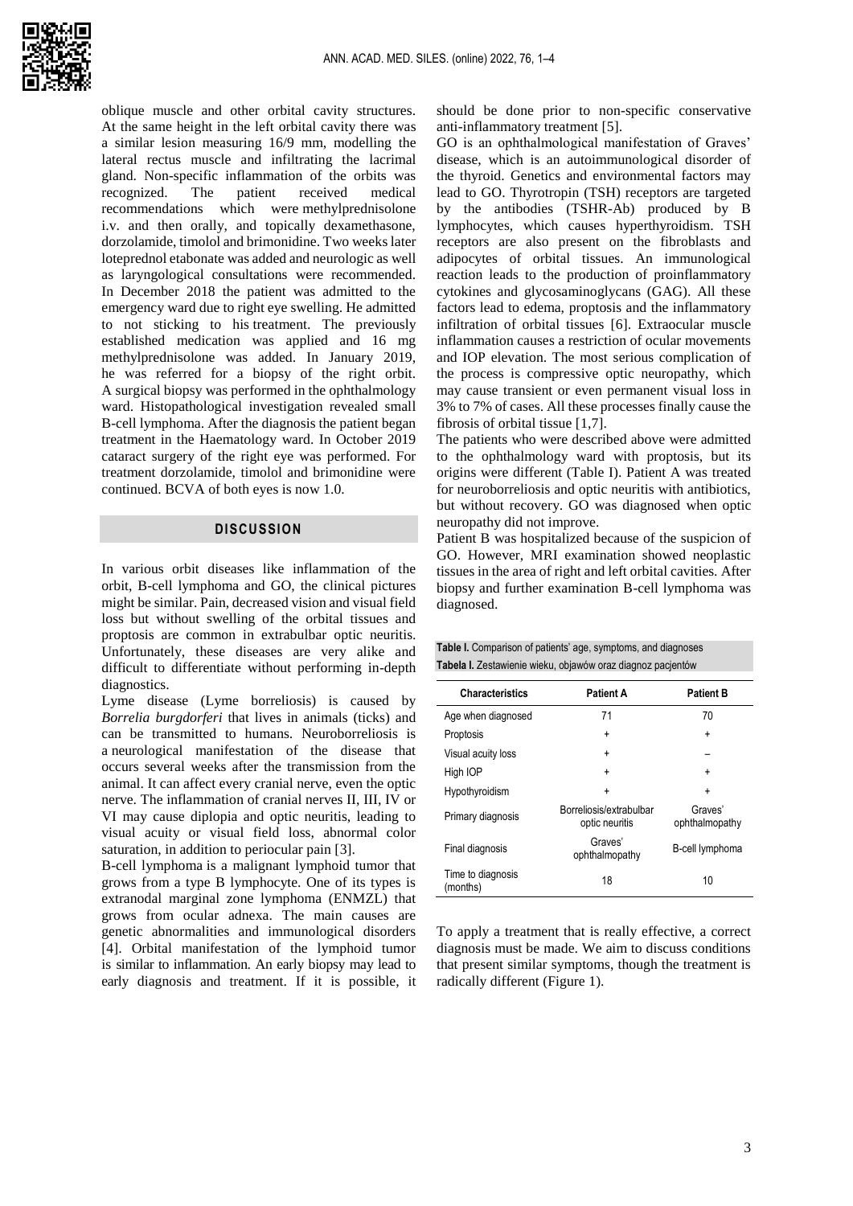oblique muscle and other orbital cavity structures. At the same height in the left orbital cavity there was a similar lesion measuring 16/9 mm, modelling the lateral rectus muscle and infiltrating the lacrimal gland. Non-specific inflammation of the orbits was recognized. The patient received medical recommendations which were methylprednisolone i.v. and then orally, and topically dexamethasone, dorzolamide, timolol and brimonidine. Two weeks later loteprednol etabonate was added and neurologic as well as laryngological consultations were recommended. In December 2018 the patient was admitted to the emergency ward due to right eye swelling. He admitted to not sticking to his treatment. The previously established medication was applied and 16 mg methylprednisolone was added. In January 2019, he was referred for a biopsy of the right orbit. A surgical biopsy was performed in the ophthalmology ward. Histopathological investigation revealed small B-cell lymphoma. After the diagnosis the patient began treatment in the Haematology ward. In October 2019 cataract surgery of the right eye was performed. For treatment dorzolamide, timolol and brimonidine were continued. BCVA of both eyes is now 1.0.

## DISCUSSION

In various orbit diseases like inflammation of the orbit, B-cell lymphoma and GO, the clinical pictures might be similar. Pain, decreased vision and visual field loss but without swelling of the orbital tissues and proptosis are common in extrabulbar optic neuritis. Unfortunately, these diseases are very alike and difficult to differentiate without performing in-depth diagnostics.

Lyme disease (Lyme borreliosis) is caused by *Borrelia burgdorferi* that lives in animals (ticks) and can be transmitted to humans. Neuroborreliosis is a neurological manifestation of the disease that occurs several weeks after the transmission from the animal. It can affect every cranial nerve, even the optic nerve. The inflammation of cranial nerves II, III, IV or VI may cause diplopia and optic neuritis, leading to visual acuity or visual field loss, abnormal color saturation, in addition to periocular pain [3].

B-cell lymphoma is a malignant lymphoid tumor that grows from a type B lymphocyte. One of its types is extranodal marginal zone lymphoma (ENMZL) that grows from ocular adnexa. The main causes are genetic abnormalities and immunological disorders [4]. Orbital manifestation of the lymphoid tumor is similar to inflammation. An early biopsy may lead to early diagnosis and treatment. If it is possible, it should be done prior to non-specific conservative anti-inflammatory treatment [5].

GO is an ophthalmological manifestation of Graves' disease, which is an autoimmunological disorder of the thyroid. Genetics and environmental factors may lead to GO. Thyrotropin (TSH) receptors are targeted by the antibodies (TSHR-Ab) produced by B lymphocytes, which causes hyperthyroidism. TSH receptors are also present on the fibroblasts and adipocytes of orbital tissues. An immunological reaction leads to the production of proinflammatory cytokines and glycosaminoglycans (GAG). All these factors lead to edema, proptosis and the inflammatory infiltration of orbital tissues [6]. Extraocular muscle inflammation causes a restriction of ocular movements and IOP elevation. The most serious complication of the process is compressive optic neuropathy, which may cause transient or even permanent visual loss in 3% to 7% of cases. All these processes finally cause the fibrosis of orbital tissue [1,7].

The patients who were described above were admitted to the ophthalmology ward with proptosis, but its origins were different (Table I). Patient A was treated for neuroborreliosis and optic neuritis with antibiotics, but without recovery. GO was diagnosed when optic neuropathy did not improve.

Patient B was hospitalized because of the suspicion of GO. However, MRI examination showed neoplastic tissues in the area of right and left orbital cavities. After biopsy and further examination B-cell lymphoma was diagnosed.

**Table I.** Comparison of patients' age, symptoms, and diagnoses
**Tabela I.** Zestawienie wieku, objawów oraz diagnoz pacjentów

| Characteristics | Patient A | Patient B |
|---|---|---|
| Age when diagnosed | 71 | 70 |
| Proptosis | + | + |
| Visual acuity loss | + | – |
| High IOP | + | + |
| Hypothyroidism | + | + |
| Primary diagnosis | Borreliosis/extrabulbar optic neuritis | Graves' ophthalmopathy |
| Final diagnosis | Graves' ophthalmopathy | B-cell lymphoma |
| Time to diagnosis (months) | 18 | 10 |

To apply a treatment that is really effective, a correct diagnosis must be made. We aim to discuss conditions that present similar symptoms, though the treatment is radically different (Figure 1).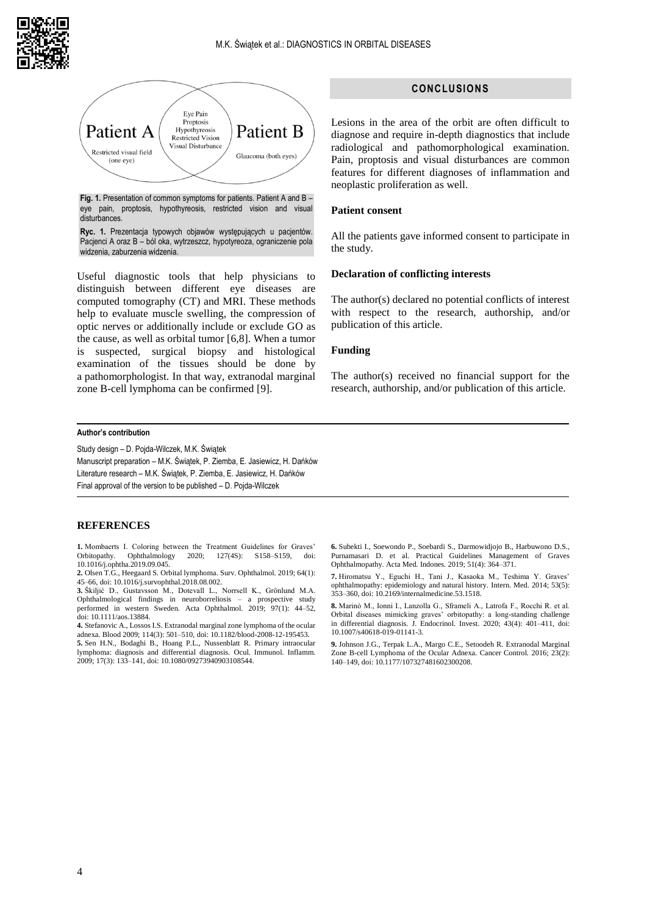Patient A

Restricted visual field (one eye)

Eye Pain
Proptosis
Hypothyreosis
Restricted Vision
Visual Disturbance

Patient B

Glaucoma (both eyes)

**Fig. 1.** Presentation of common symptoms for patients. Patient A and B – eye pain, proptosis, hypothyreosis, restricted vision and visual disturbances.

**Ryc. 1.** Prezentacja typowych objawów występujących u pacjentów. Pacjenci A oraz B – ból oka, wytrzeszcz, hypotyreoza, ograniczenie pola widzenia, zaburzenia widzenia.

Useful diagnostic tools that help physicians to distinguish between different eye diseases are computed tomography (CT) and MRI. These methods help to evaluate muscle swelling, the compression of optic nerves or additionally include or exclude GO as the cause, as well as orbital tumor [6,8]. When a tumor is suspected, surgical biopsy and histological examination of the tissues should be done by a pathomorphologist. In that way, extranodal marginal zone B-cell lymphoma can be confirmed [9].

## CONCLUSIONS

Lesions in the area of the orbit are often difficult to diagnose and require in-depth diagnostics that include radiological and pathomorphological examination. Pain, proptosis and visual disturbances are common features for different diagnoses of inflammation and neoplastic proliferation as well.

### Patient consent

All the patients gave informed consent to participate in the study.

### Declaration of conflicting interests

The author(s) declared no potential conflicts of interest with respect to the research, authorship, and/or publication of this article.

### Funding

The author(s) received no financial support for the research, authorship, and/or publication of this article.

**Author's contribution**

Study design – D. Pojda-Wilczek, M.K. Świątek
Manuscript preparation – M.K. Świątek, P. Ziemba, E. Jasiewicz, H. Dańków
Literature research – M.K. Świątek, P. Ziemba, E. Jasiewicz, H. Dańków
Final approval of the version to be published – D. Pojda-Wilczek

## REFERENCES

**1.** Mombaerts I. Coloring between the Treatment Guidelines for Graves' Orbitopathy. Ophthalmology 2020; 127(4S): S158–S159, doi: 10.1016/j.ophtha.2019.09.045.

**2.** Olsen T.G., Heegaard S. Orbital lymphoma. Surv. Ophthalmol. 2019; 64(1): 45–66, doi: 10.1016/j.survophthal.2018.08.002.

**3.** Škiljić D., Gustavsson M., Dotevall L., Norrsell K., Grönlund M.A. Ophthalmological findings in neuroborreliosis – a prospective study performed in western Sweden. Acta Ophthalmol. 2019; 97(1): 44–52, doi: 10.1111/aos.13884.

**4.** Stefanovic A., Lossos I.S. Extranodal marginal zone lymphoma of the ocular adnexa. Blood 2009; 114(3): 501–510, doi: 10.1182/blood-2008-12-195453.

**5.** Sen H.N., Bodaghi B., Hoang P.L., Nussenblatt R. Primary intraocular lymphoma: diagnosis and differential diagnosis. Ocul. Immunol. Inflamm. 2009; 17(3): 133–141, doi: 10.1080/09273940903108544.

**6.** Subekti I., Soewondo P., Soebardi S., Darmowidjojo B., Harbuwono D.S., Purnamasari D. et al. Practical Guidelines Management of Graves Ophthalmopathy. Acta Med. Indones. 2019; 51(4): 364–371.

**7.** Hiromatsu Y., Eguchi H., Tani J., Kasaoka M., Teshima Y. Graves' ophthalmopathy: epidemiology and natural history. Intern. Med. 2014; 53(5): 353–360, doi: 10.2169/internalmedicine.53.1518.

**8.** Marinò M., Ionni I., Lanzolla G., Sframeli A., Latrofa F., Rocchi R. et al. Orbital diseases mimicking graves' orbitopathy: a long-standing challenge in differential diagnosis. J. Endocrinol. Invest. 2020; 43(4): 401–411, doi: 10.1007/s40618-019-01141-3.

**9.** Johnson J.G., Terpak L.A., Margo C.E., Setoodeh R. Extranodal Marginal Zone B-cell Lymphoma of the Ocular Adnexa. Cancer Control. 2016; 23(2): 140–149, doi: 10.1177/107327481602300208.